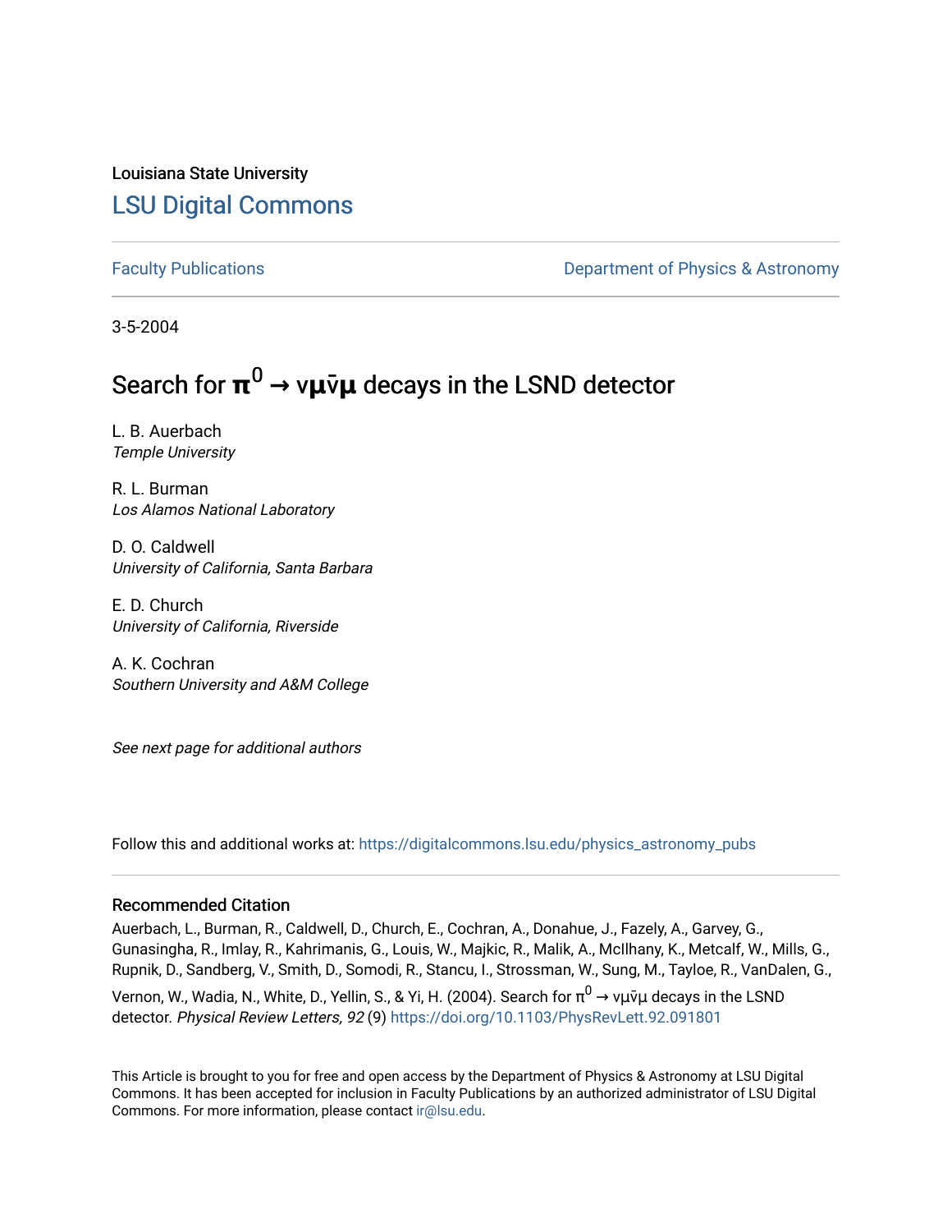Louisiana State University

# LSU Digital Commons

Faculty Publications | Department of Physics & Astronomy

3-5-2004

# Search for $\pi^0 \rightarrow \nu\mu\bar{\nu}\mu$ decays in the LSND detector

L. B. Auerbach
*Temple University*

R. L. Burman
*Los Alamos National Laboratory*

D. O. Caldwell
*University of California, Santa Barbara*

E. D. Church
*University of California, Riverside*

A. K. Cochran
*Southern University and A&M College*

*See next page for additional authors*

Follow this and additional works at: https://digitalcommons.lsu.edu/physics_astronomy_pubs

## Recommended Citation

Auerbach, L., Burman, R., Caldwell, D., Church, E., Cochran, A., Donahue, J., Fazely, A., Garvey, G., Gunasingha, R., Imlay, R., Kahrimanis, G., Louis, W., Majkic, R., Malik, A., McIlhany, K., Metcalf, W., Mills, G., Rupnik, D., Sandberg, V., Smith, D., Somodi, R., Stancu, I., Strossman, W., Sung, M., Tayloe, R., VanDalen, G., Vernon, W., Wadia, N., White, D., Yellin, S., & Yi, H. (2004). Search for $\pi^0 \rightarrow \nu\mu\bar{\nu}\mu$ decays in the LSND detector. *Physical Review Letters, 92* (9) https://doi.org/10.1103/PhysRevLett.92.091801

This Article is brought to you for free and open access by the Department of Physics & Astronomy at LSU Digital Commons. It has been accepted for inclusion in Faculty Publications by an authorized administrator of LSU Digital Commons. For more information, please contact ir@lsu.edu.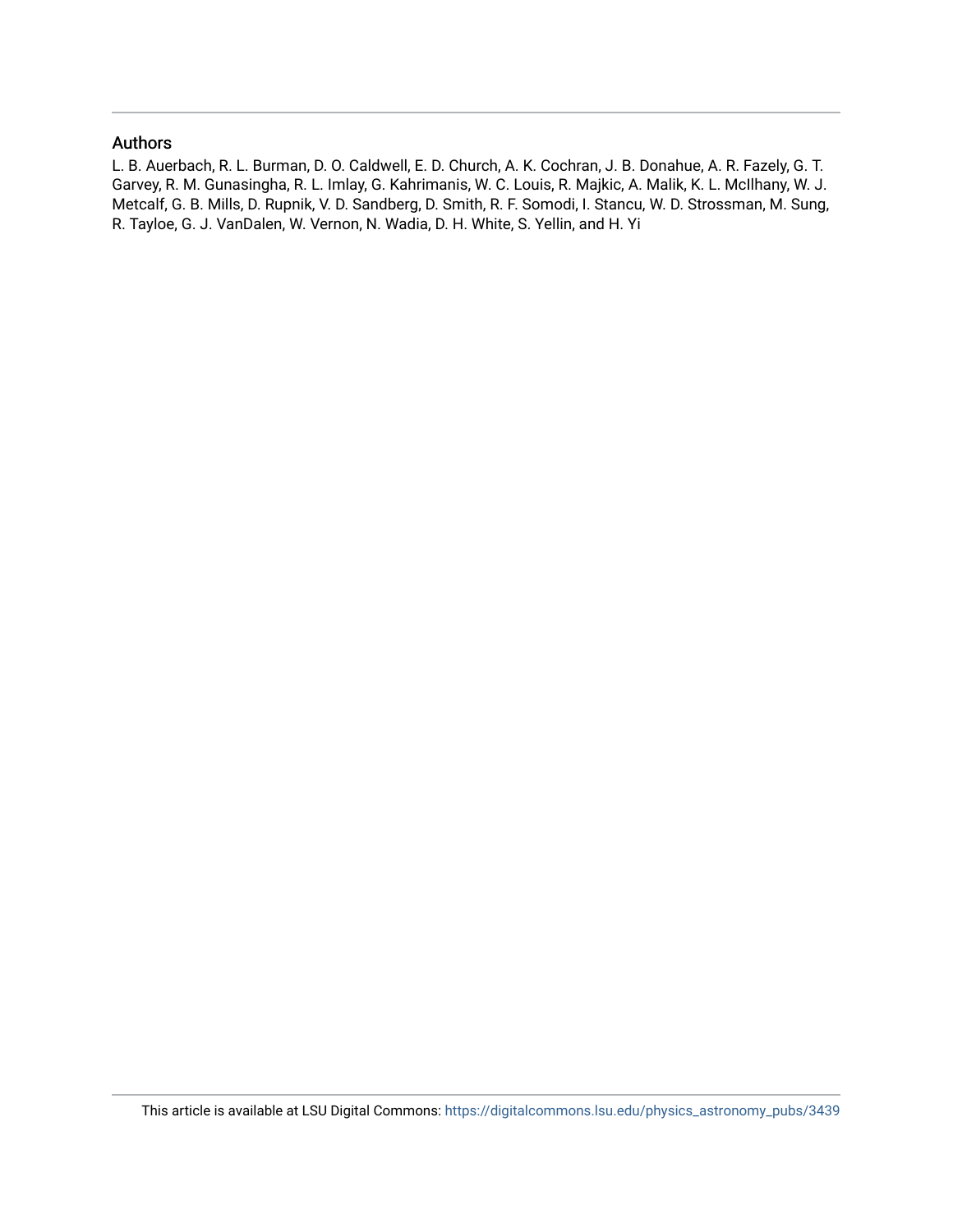## Authors

L. B. Auerbach, R. L. Burman, D. O. Caldwell, E. D. Church, A. K. Cochran, J. B. Donahue, A. R. Fazely, G. T. Garvey, R. M. Gunasingha, R. L. Imlay, G. Kahrimanis, W. C. Louis, R. Majkic, A. Malik, K. L. McIlhany, W. J. Metcalf, G. B. Mills, D. Rupnik, V. D. Sandberg, D. Smith, R. F. Somodi, I. Stancu, W. D. Strossman, M. Sung, R. Tayloe, G. J. VanDalen, W. Vernon, N. Wadia, D. H. White, S. Yellin, and H. Yi

This article is available at LSU Digital Commons: https://digitalcommons.lsu.edu/physics_astronomy_pubs/3439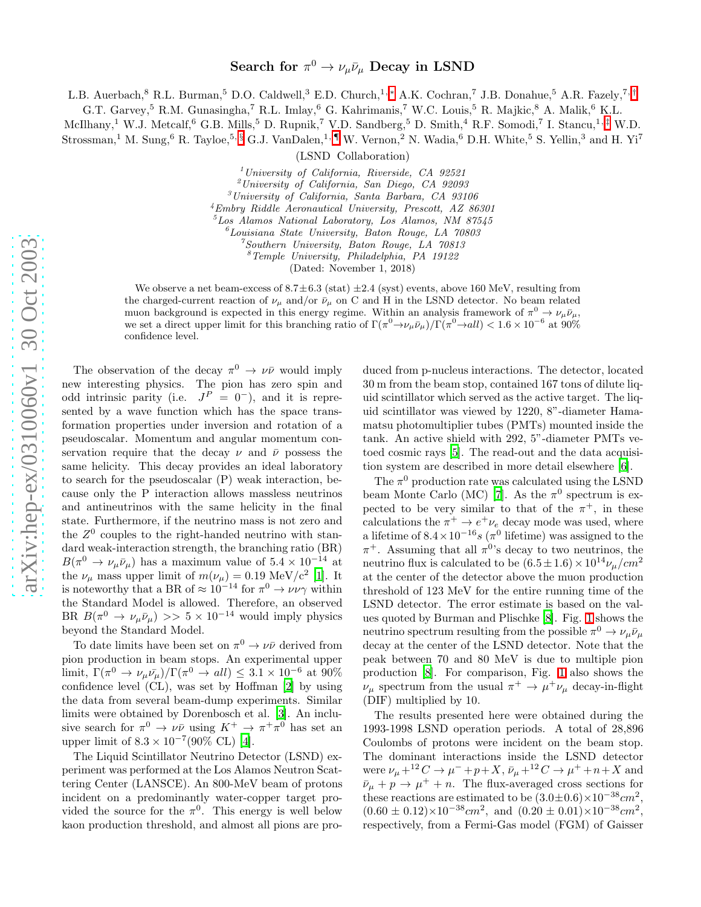# Search for $\pi^0 \to \nu_\mu \bar{\nu}_\mu$ Decay in LSND

L.B. Auerbach,[8] R.L. Burman,[5] D.O. Caldwell,[3] E.D. Church,[1,*] A.K. Cochran,[7] J.B. Donahue,[5] A.R. Fazely,[7,†] G.T. Garvey,[5] R.M. Gunasingha,[7] R.L. Imlay,[6] G. Kahrimanis,[7] W.C. Louis,[5] R. Majkic,[8] A. Malik,[6] K.L. McIlhany,[1] W.J. Metcalf,[6] G.B. Mills,[5] D. Rupnik,[7] V.D. Sandberg,[5] D. Smith,[4] R.F. Somodi,[7] I. Stancu,[1,‡] W.D. Strossman,[1] M. Sung,[6] R. Tayloe,[5,§] G.J. VanDalen,[1,¶] W. Vernon,[2] N. Wadia,[6] D.H. White,[5] S. Yellin,[3] and H. Yi[7]

(LSND Collaboration)

[1] *University of California, Riverside, CA 92521*
[2] *University of California, San Diego, CA 92093*
[3] *University of California, Santa Barbara, CA 93106*
[4] *Embry Riddle Aeronautical University, Prescott, AZ 86301*
[5] *Los Alamos National Laboratory, Los Alamos, NM 87545*
[6] *Louisiana State University, Baton Rouge, LA 70803*
[7] *Southern University, Baton Rouge, LA 70813*
[8] *Temple University, Philadelphia, PA 19122*

(Dated: November 1, 2018)

We observe a net beam-excess of $8.7 \pm 6.3$ (stat) $\pm 2.4$ (syst) events, above 160 MeV, resulting from the charged-current reaction of $\nu_\mu$ and/or $\bar{\nu}_\mu$ on C and H in the LSND detector. No beam related muon background is expected in this energy regime. Within an analysis framework of $\pi^0 \to \nu_\mu \bar{\nu}_\mu$, we set a direct upper limit for this branching ratio of $\Gamma(\pi^0 \to \nu_\mu \bar{\nu}_\mu)/\Gamma(\pi^0 \to all) < 1.6 \times 10^{-6}$ at 90% confidence level.

The observation of the decay $\pi^0 \to \nu\bar{\nu}$ would imply new interesting physics. The pion has zero spin and odd intrinsic parity (i.e. $J^P = 0^-$), and it is represented by a wave function which has the space transformation properties under inversion and rotation of a pseudoscalar. Momentum and angular momentum conservation require that the decay $\nu$ and $\bar{\nu}$ possess the same helicity. This decay provides an ideal laboratory to search for the pseudoscalar (P) weak interaction, because only the P interaction allows massless neutrinos and antineutrinos with the same helicity in the final state. Furthermore, if the neutrino mass is not zero and the $Z^0$ couples to the right-handed neutrino with standard weak-interaction strength, the branching ratio (BR) $B(\pi^0 \to \nu_\mu \bar{\nu}_\mu)$ has a maximum value of $5.4 \times 10^{-14}$ at the $\nu_\mu$ mass upper limit of $m(\nu_\mu) = 0.19$ MeV/c$^2$ [1]. It is noteworthy that a BR of $\approx 10^{-14}$ for $\pi^0 \to \nu\nu\gamma$ within the Standard Model is allowed. Therefore, an observed BR $B(\pi^0 \to \nu_\mu \bar{\nu}_\mu) >> 5 \times 10^{-14}$ would imply physics beyond the Standard Model.

To date limits have been set on $\pi^0 \to \nu\bar{\nu}$ derived from pion production in beam stops. An experimental upper limit, $\Gamma(\pi^0 \to \nu_\mu \bar{\nu}_\mu)/\Gamma(\pi^0 \to all) \leq 3.1 \times 10^{-6}$ at 90% confidence level (CL), was set by Hoffman [2] by using the data from several beam-dump experiments. Similar limits were obtained by Dorenbosch et al. [3]. An inclusive search for $\pi^0 \to \nu\bar{\nu}$ using $K^+ \to \pi^+\pi^0$ has set an upper limit of $8.3 \times 10^{-7}$(90% CL) [4].

The Liquid Scintillator Neutrino Detector (LSND) experiment was performed at the Los Alamos Neutron Scattering Center (LANSCE). An 800-MeV beam of protons incident on a predominantly water-copper target provided the source for the $\pi^0$. This energy is well below kaon production threshold, and almost all pions are produced from p-nucleus interactions. The detector, located 30 m from the beam stop, contained 167 tons of dilute liquid scintillator which served as the active target. The liquid scintillator was viewed by 1220, 8"-diameter Hamamatsu photomultiplier tubes (PMTs) mounted inside the tank. An active shield with 292, 5"-diameter PMTs vetoed cosmic rays [5]. The read-out and the data acquisition system are described in more detail elsewhere [6].

The $\pi^0$ production rate was calculated using the LSND beam Monte Carlo (MC) [7]. As the $\pi^0$ spectrum is expected to be very similar to that of the $\pi^+$, in these calculations the $\pi^+ \to e^+\nu_e$ decay mode was used, where a lifetime of $8.4 \times 10^{-16}s$ ($\pi^0$ lifetime) was assigned to the $\pi^+$. Assuming that all $\pi^0$'s decay to two neutrinos, the neutrino flux is calculated to be $(6.5 \pm 1.6) \times 10^{14} \nu_\mu/cm^2$ at the center of the detector above the muon production threshold of 123 MeV for the entire running time of the LSND detector. The error estimate is based on the values quoted by Burman and Plischke [8]. Fig. 1 shows the neutrino spectrum resulting from the possible $\pi^0 \to \nu_\mu \bar{\nu}_\mu$ decay at the center of the LSND detector. Note that the peak between 70 and 80 MeV is due to multiple pion production [8]. For comparison, Fig. 1 also shows the $\nu_\mu$ spectrum from the usual $\pi^+ \to \mu^+\nu_\mu$ decay-in-flight (DIF) multiplied by 10.

The results presented here were obtained during the 1993-1998 LSND operation periods. A total of 28,896 Coulombs of protons were incident on the beam stop. The dominant interactions inside the LSND detector were $\nu_\mu + ^{12}C \to \mu^- + p + X$, $\bar{\nu}_\mu + ^{12}C \to \mu^+ + n + X$ and $\bar{\nu}_\mu + p \to \mu^+ + n$. The flux-averaged cross sections for these reactions are estimated to be $(3.0 \pm 0.6) \times 10^{-38} cm^2$, $(0.60 \pm 0.12) \times 10^{-38} cm^2$, and $(0.20 \pm 0.01) \times 10^{-38} cm^2$, respectively, from a Fermi-Gas model (FGM) of Gaisser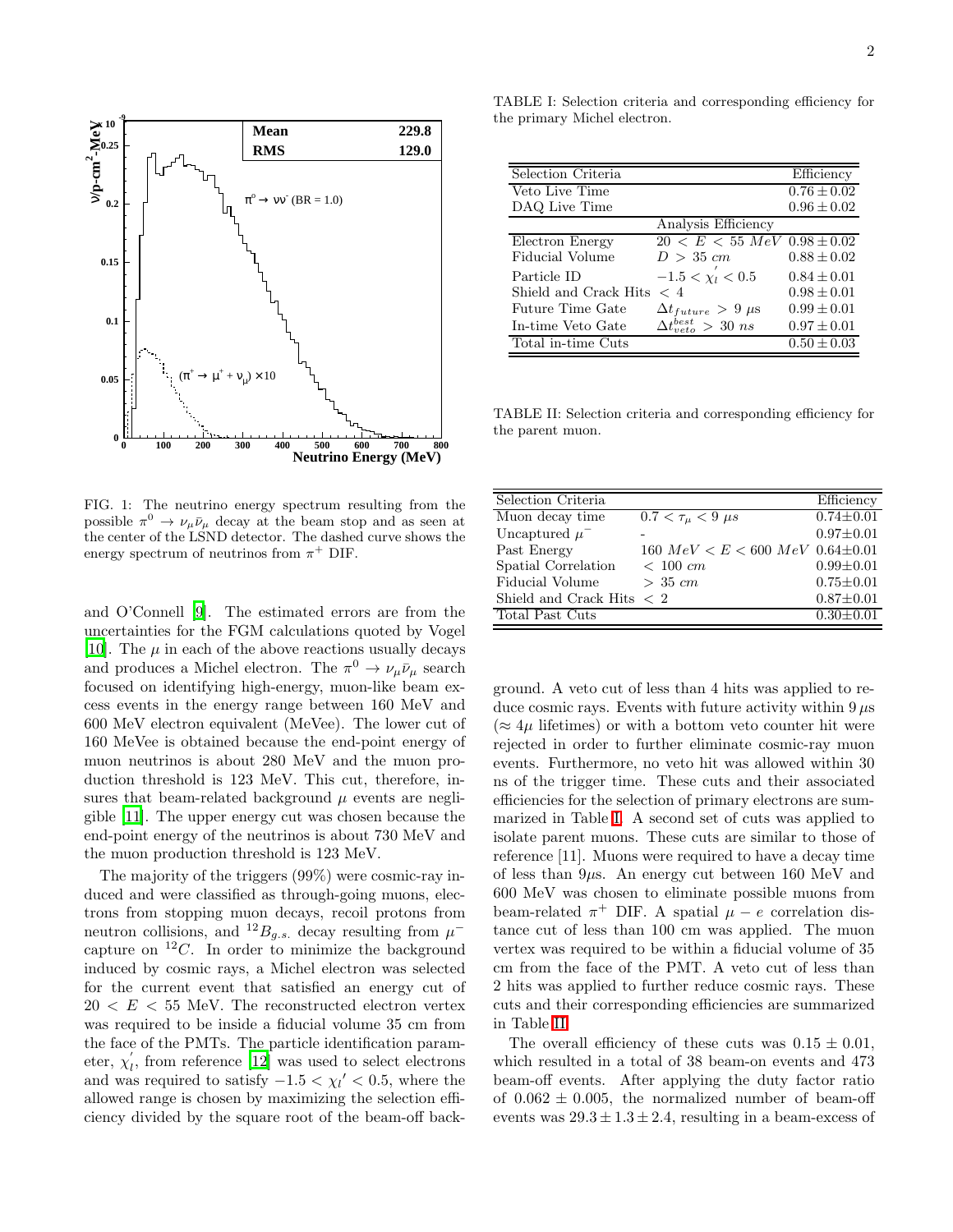FIG. 1: The neutrino energy spectrum resulting from the possible $\pi^0 \to \nu_\mu \bar{\nu}_\mu$ decay at the beam stop and as seen at the center of the LSND detector. The dashed curve shows the energy spectrum of neutrinos from $\pi^+$ DIF.

and O'Connell [9]. The estimated errors are from the uncertainties for the FGM calculations quoted by Vogel [10]. The $\mu$ in each of the above reactions usually decays and produces a Michel electron. The $\pi^0 \to \nu_\mu \bar{\nu}_\mu$ search focused on identifying high-energy, muon-like beam excess events in the energy range between 160 MeV and 600 MeV electron equivalent (MeVee). The lower cut of 160 MeVee is obtained because the end-point energy of muon neutrinos is about 280 MeV and the muon production threshold is 123 MeV. This cut, therefore, insures that beam-related background $\mu$ events are negligible [11]. The upper energy cut was chosen because the end-point energy of the neutrinos is about 730 MeV and the muon production threshold is 123 MeV.

The majority of the triggers (99%) were cosmic-ray induced and were classified as through-going muons, electrons from stopping muon decays, recoil protons from neutron collisions, and $^{12}B_{g.s.}$ decay resulting from $\mu^-$ capture on $^{12}C$. In order to minimize the background induced by cosmic rays, a Michel electron was selected for the current event that satisfied an energy cut of $20 < E < 55$ MeV. The reconstructed electron vertex was required to be inside a fiducial volume 35 cm from the face of the PMTs. The particle identification parameter, $\chi_l^{'}$, from reference [12] was used to select electrons and was required to satisfy $-1.5 < \chi_l{'} < 0.5$, where the allowed range is chosen by maximizing the selection efficiency divided by the square root of the beam-off background. A veto cut of less than 4 hits was applied to reduce cosmic rays. Events with future activity within 9 $\mu$s ($\approx 4\mu$ lifetimes) or with a bottom veto counter hit were rejected in order to further eliminate cosmic-ray muon events. Furthermore, no veto hit was allowed within 30 ns of the trigger time. These cuts and their associated efficiencies for the selection of primary electrons are summarized in Table I. A second set of cuts was applied to isolate parent muons. These cuts are similar to those of reference [11]. Muons were required to have a decay time of less than 9$\mu$s. An energy cut between 160 MeV and 600 MeV was chosen to eliminate possible muons from beam-related $\pi^+$ DIF. A spatial $\mu - e$ correlation distance cut of less than 100 cm was applied. The muon vertex was required to be within a fiducial volume of 35 cm from the face of the PMT. A veto cut of less than 2 hits was applied to further reduce cosmic rays. These cuts and their corresponding efficiencies are summarized in Table II.

TABLE I: Selection criteria and corresponding efficiency for the primary Michel electron.

| Selection Criteria | | Efficiency |
|---|---|---|
| Veto Live Time | | $0.76 \pm 0.02$ |
| DAQ Live Time | | $0.96 \pm 0.02$ |
| | Analysis Efficiency | |
| Electron Energy | $20 < E < 55$ $MeV$ | $0.98 \pm 0.02$ |
| Fiducial Volume | $D > 35$ $cm$ | $0.88 \pm 0.02$ |
| Particle ID | $-1.5 < \chi_l^{'} < 0.5$ | $0.84 \pm 0.01$ |
| Shield and Crack Hits | $< 4$ | $0.98 \pm 0.01$ |
| Future Time Gate | $\Delta t_{future} > 9$ $\mu$s | $0.99 \pm 0.01$ |
| In-time Veto Gate | $\Delta t_{veto}^{best} > 30$ $ns$ | $0.97 \pm 0.01$ |
| Total in-time Cuts | | $0.50 \pm 0.03$ |

TABLE II: Selection criteria and corresponding efficiency for the parent muon.

| Selection Criteria | | Efficiency |
|---|---|---|
| Muon decay time | $0.7 < \tau_\mu < 9$ $\mu s$ | $0.74 \pm 0.01$ |
| Uncaptured $\mu^-$ | - | $0.97 \pm 0.01$ |
| Past Energy | $160$ $MeV < E < 600$ $MeV$ | $0.64 \pm 0.01$ |
| Spatial Correlation | $< 100$ $cm$ | $0.99 \pm 0.01$ |
| Fiducial Volume | $> 35$ $cm$ | $0.75 \pm 0.01$ |
| Shield and Crack Hits | $< 2$ | $0.87 \pm 0.01$ |
| Total Past Cuts | | $0.30 \pm 0.01$ |

The overall efficiency of these cuts was $0.15 \pm 0.01$, which resulted in a total of 38 beam-on events and 473 beam-off events. After applying the duty factor ratio of $0.062 \pm 0.005$, the normalized number of beam-off events was $29.3 \pm 1.3 \pm 2.4$, resulting in a beam-excess of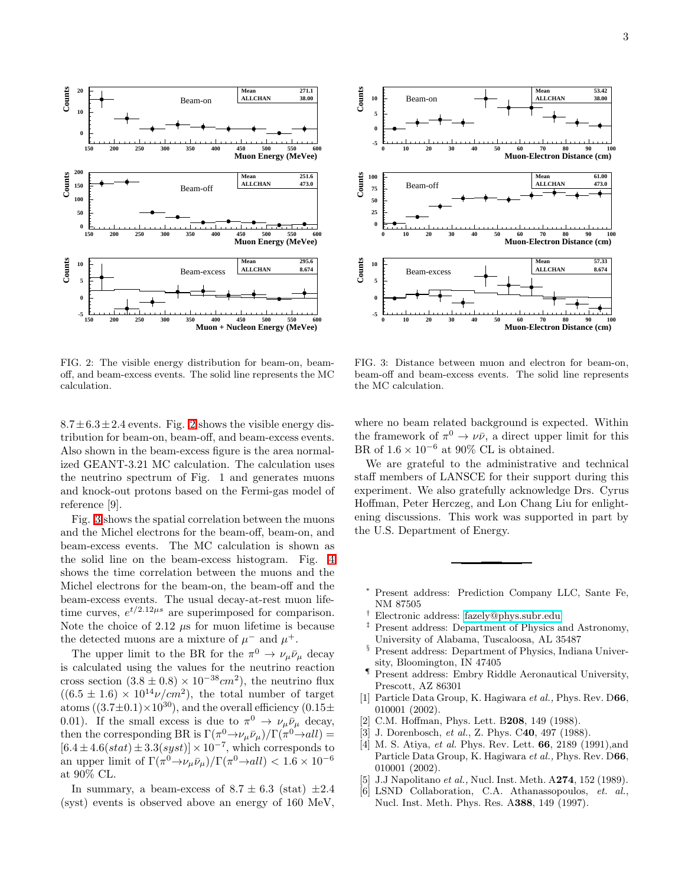FIG. 2: The visible energy distribution for beam-on, beam-off, and beam-excess events. The solid line represents the MC calculation.

FIG. 3: Distance between muon and electron for beam-on, beam-off and beam-excess events. The solid line represents the MC calculation.

$8.7 \pm 6.3 \pm 2.4$ events. Fig. 2 shows the visible energy distribution for beam-on, beam-off, and beam-excess events. Also shown in the beam-excess figure is the area normalized GEANT-3.21 MC calculation. The calculation uses the neutrino spectrum of Fig. 1 and generates muons and knock-out protons based on the Fermi-gas model of reference [9].

Fig. 3 shows the spatial correlation between the muons and the Michel electrons for the beam-off, beam-on, and beam-excess events. The MC calculation is shown as the solid line on the beam-excess histogram. Fig. 4 shows the time correlation between the muons and the Michel electrons for the beam-on, the beam-off and the beam-excess events. The usual decay-at-rest muon lifetime curves, $e^{t/2.12\mu s}$ are superimposed for comparison. Note the choice of 2.12 $\mu$s for muon lifetime is because the detected muons are a mixture of $\mu^-$ and $\mu^+$.

The upper limit to the BR for the $\pi^0 \rightarrow \nu_\mu \bar{\nu}_\mu$ decay is calculated using the values for the neutrino reaction cross section $(3.8 \pm 0.8) \times 10^{-38} cm^2$), the neutrino flux $((6.5 \pm 1.6) \times 10^{14} \nu/cm^2)$, the total number of target atoms $((3.7 \pm 0.1) \times 10^{30})$, and the overall efficiency $(0.15 \pm 0.01)$. If the small excess is due to $\pi^0 \rightarrow \nu_\mu \bar{\nu}_\mu$ decay, then the corresponding BR is $\Gamma(\pi^0 \rightarrow \nu_\mu \bar{\nu}_\mu)/\Gamma(\pi^0 \rightarrow all) = [6.4 \pm 4.6(stat) \pm 3.3(syst)] \times 10^{-7}$, which corresponds to an upper limit of $\Gamma(\pi^0 \rightarrow \nu_\mu \bar{\nu}_\mu)/\Gamma(\pi^0 \rightarrow all) < 1.6 \times 10^{-6}$ at 90% CL.

In summary, a beam-excess of $8.7 \pm 6.3$ (stat) $\pm 2.4$ (syst) events is observed above an energy of 160 MeV, where no beam related background is expected. Within the framework of $\pi^0 \rightarrow \nu\bar{\nu}$, a direct upper limit for this BR of $1.6 \times 10^{-6}$ at 90% CL is obtained.

We are grateful to the administrative and technical staff members of LANSCE for their support during this experiment. We also gratefully acknowledge Drs. Cyrus Hoffman, Peter Herczeg, and Lon Chang Liu for enlightening discussions. This work was supported in part by the U.S. Department of Energy.

---

* Present address: Prediction Company LLC, Sante Fe, NM 87505

† Electronic address: fazely@phys.subr.edu

‡ Present address: Department of Physics and Astronomy, University of Alabama, Tuscaloosa, AL 35487

§ Present address: Department of Physics, Indiana University, Bloomington, IN 47405

¶ Present address: Embry Riddle Aeronautical University, Prescott, AZ 86301

[1] Particle Data Group, K. Hagiwara *et al.,* Phys. Rev. D**66**, 010001 (2002).

[2] C.M. Hoffman, Phys. Lett. B**208**, 149 (1988).

[3] J. Dorenbosch, *et al.*, Z. Phys. C**40**, 497 (1988).

[4] M. S. Atiya, *et al.* Phys. Rev. Lett. **66**, 2189 (1991),and Particle Data Group, K. Hagiwara *et al.,* Phys. Rev. D**66**, 010001 (2002).

[5] J.J Napolitano *et al.,* Nucl. Inst. Meth. A**274**, 152 (1989).

[6] LSND Collaboration, C.A. Athanassopoulos, *et. al.*, Nucl. Inst. Meth. Phys. Res. A**388**, 149 (1997).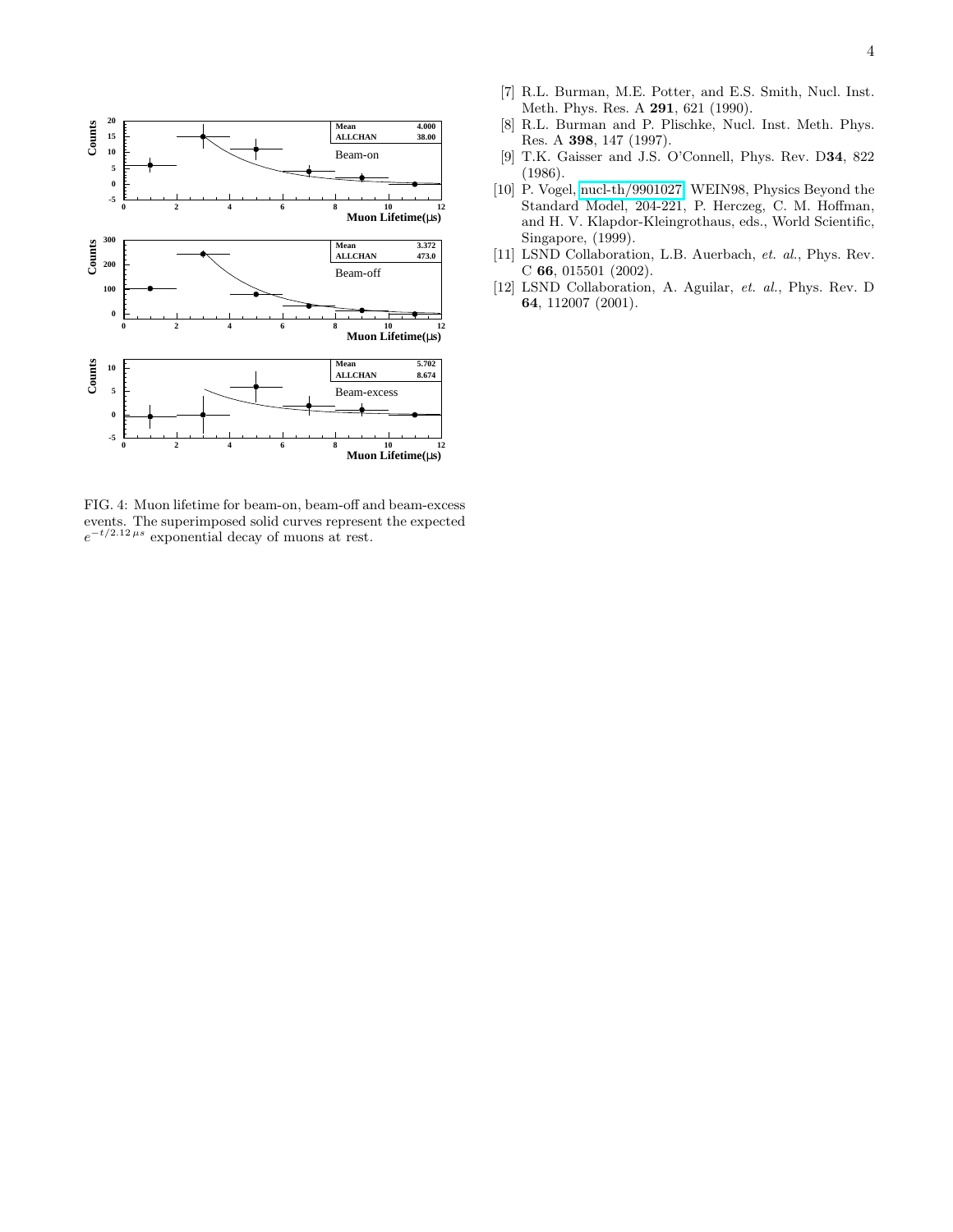Counts

20
15
10
5
0
-5

Mean 4.000
ALLCHAN 38.00

Beam-on

0 2 4 6 8 10 12

Muon Lifetime(μs)

Counts

300
200
100
0

Mean 3.372
ALLCHAN 473.0

Beam-off

0 2 4 6 8 10 12

Muon Lifetime(μs)

Counts

10
5
0
-5

Mean 5.702
ALLCHAN 8.674

Beam-excess

0 2 4 6 8 10 12

Muon Lifetime(μs)

FIG. 4: Muon lifetime for beam-on, beam-off and beam-excess events. The superimposed solid curves represent the expected $e^{-t/2.12\,\mu s}$ exponential decay of muons at rest.

[7] R.L. Burman, M.E. Potter, and E.S. Smith, Nucl. Inst. Meth. Phys. Res. A **291**, 621 (1990).

[8] R.L. Burman and P. Plischke, Nucl. Inst. Meth. Phys. Res. A **398**, 147 (1997).

[9] T.K. Gaisser and J.S. O'Connell, Phys. Rev. D**34**, 822 (1986).

[10] P. Vogel, nucl-th/9901027, WEIN98, Physics Beyond the Standard Model, 204-221, P. Herczeg, C. M. Hoffman, and H. V. Klapdor-Kleingrothaus, eds., World Scientific, Singapore, (1999).

[11] LSND Collaboration, L.B. Auerbach, *et. al.*, Phys. Rev. C **66**, 015501 (2002).

[12] LSND Collaboration, A. Aguilar, *et. al.*, Phys. Rev. D **64**, 112007 (2001).